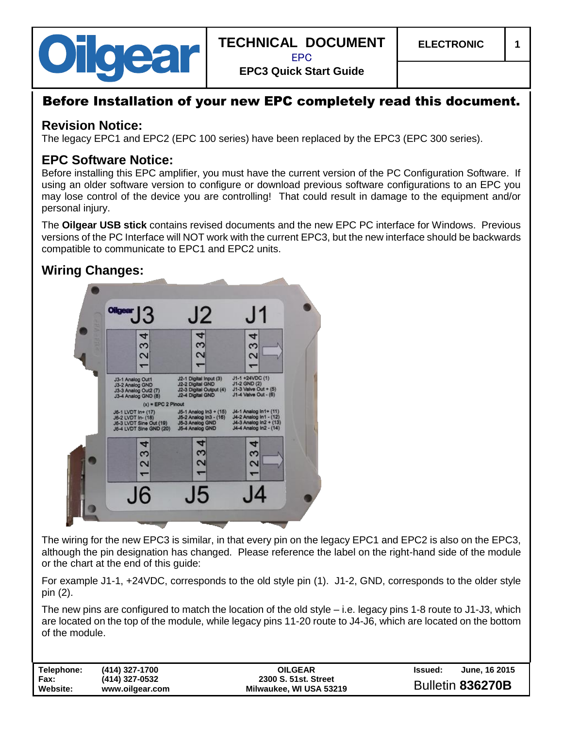# TECHNICAL DOCUMENT

EPC

**EPC3 Quick Start Guide**

## Before Installation of your new EPC completely read this document.

## Revision Notice:

The legacy EPC1 and EPC2 (EPC 100 series) have been replaced by the EPC3 (EPC 300 series).

## EPC Software Notice:

Before installing this EPC amplifier, you must have the current version of the PC Configuration Software. If using an older software version to configure or download previous software configurations to an EPC you may lose control of the device you are controlling! That could result in damage to the equipment and/or personal injury.

The **Oilgear USB stick** contains revised documents and the new EPC PC interface for Windows. Previous versions of the PC Interface will NOT work with the current EPC3, but the new interface should be backwards compatible to communicate to EPC1 and EPC2 units.

## Wiring Changes:

The wiring for the new EPC3 is similar, in that every pin on the legacy EPC1 and EPC2 is also on the EPC3, although the pin designation has changed. Please reference the label on the right-hand side of the module or the chart at the end of this guide:

For example J1-1, +24VDC, corresponds to the old style pin (1). J1-2, GND, corresponds to the older style pin (2).

The new pins are configured to match the location of the old style – i.e. legacy pins 1-8 route to J1-J3, which are located on the top of the module, while legacy pins 11-20 route to J4-J6, which are located on the bottom of the module.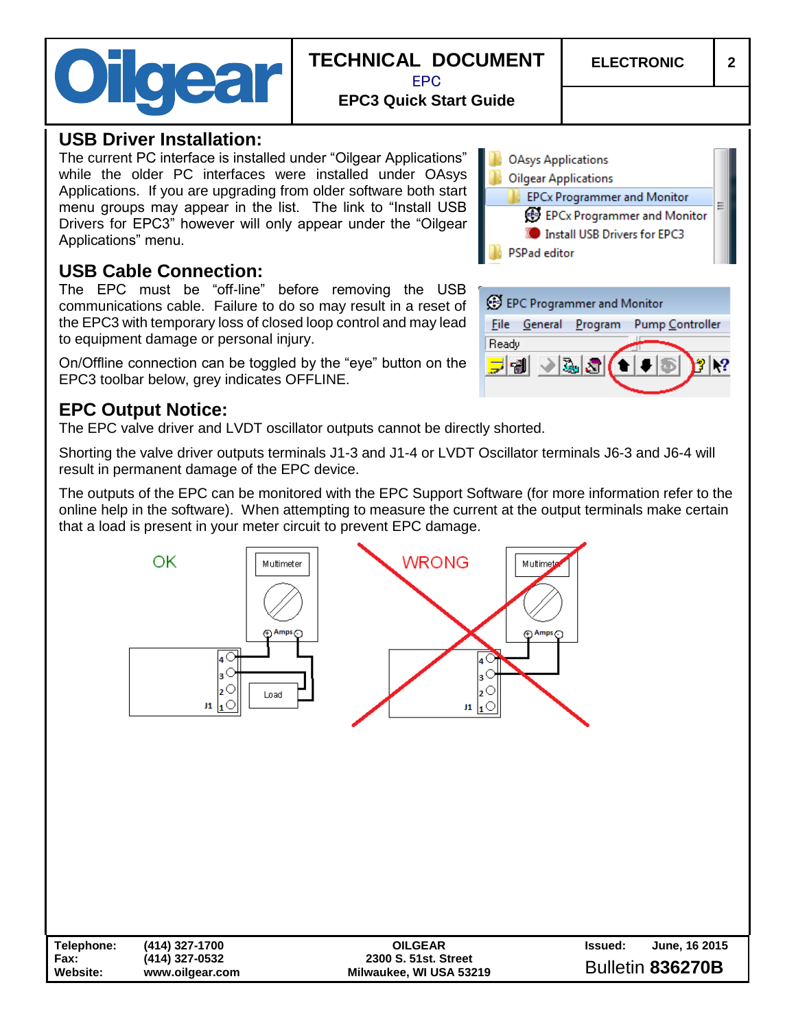## USB Driver Installation:

The current PC interface is installed under “Oilgear Applications” while the older PC interfaces were installed under OAsys Applications. If you are upgrading from older software both start menu groups may appear in the list. The link to “Install USB Drivers for EPC3” however will only appear under the “Oilgear Applications” menu.

## USB Cable Connection:

The EPC must be “off-line” before removing the USB communications cable. Failure to do so may result in a reset of the EPC3 with temporary loss of closed loop control and may lead to equipment damage or personal injury.

On/Offline connection can be toggled by the “eye” button on the EPC3 toolbar below, grey indicates OFFLINE.

## EPC Output Notice:

The EPC valve driver and LVDT oscillator outputs cannot be directly shorted.

Shorting the valve driver outputs terminals J1-3 and J1-4 or LVDT Oscillator terminals J6-3 and J6-4 will result in permanent damage of the EPC device.

The outputs of the EPC can be monitored with the EPC Support Software (for more information refer to the online help in the software). When attempting to measure the current at the output terminals make certain that a load is present in your meter circuit to prevent EPC damage.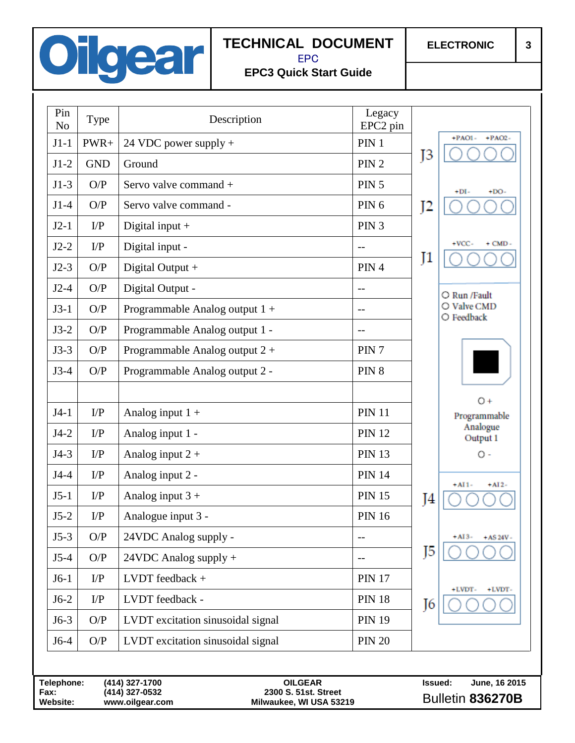| Pin No | Type | Description | Legacy EPC2 pin |
|---|---|---|---|
| J1-1 | PWR+ | 24 VDC power supply + | PIN 1 |
| J1-2 | GND | Ground | PIN 2 |
| J1-3 | O/P | Servo valve command + | PIN 5 |
| J1-4 | O/P | Servo valve command - | PIN 6 |
| J2-1 | I/P | Digital input + | PIN 3 |
| J2-2 | I/P | Digital input - | -- |
| J2-3 | O/P | Digital Output + | PIN 4 |
| J2-4 | O/P | Digital Output - | -- |
| J3-1 | O/P | Programmable Analog output 1 + | -- |
| J3-2 | O/P | Programmable Analog output 1 - | -- |
| J3-3 | O/P | Programmable Analog output 2 + | PIN 7 |
| J3-4 | O/P | Programmable Analog output 2 - | PIN 8 |
| | | | |
| J4-1 | I/P | Analog input 1 + | PIN 11 |
| J4-2 | I/P | Analog input 1 - | PIN 12 |
| J4-3 | I/P | Analog input 2 + | PIN 13 |
| J4-4 | I/P | Analog input 2 - | PIN 14 |
| J5-1 | I/P | Analog input 3 + | PIN 15 |
| J5-2 | I/P | Analogue input 3 - | PIN 16 |
| J5-3 | O/P | 24VDC Analog supply - | -- |
| J5-4 | O/P | 24VDC Analog supply + | -- |
| J6-1 | I/P | LVDT feedback + | PIN 17 |
| J6-2 | I/P | LVDT feedback - | PIN 18 |
| J6-3 | O/P | LVDT excitation sinusoidal signal | PIN 19 |
| J6-4 | O/P | LVDT excitation sinusoidal signal | PIN 20 |

J3 +PAO1- +PAO2-

J2 +DI- +DO-

J1 +VCC- + CMD-

Run /Fault
Valve CMD
Feedback

+
Programmable Analogue Output 1
-

J4 +AI1- +AI2-

J5 +AI3- +AS 24V-

J6 +LVDT- +LVDT-